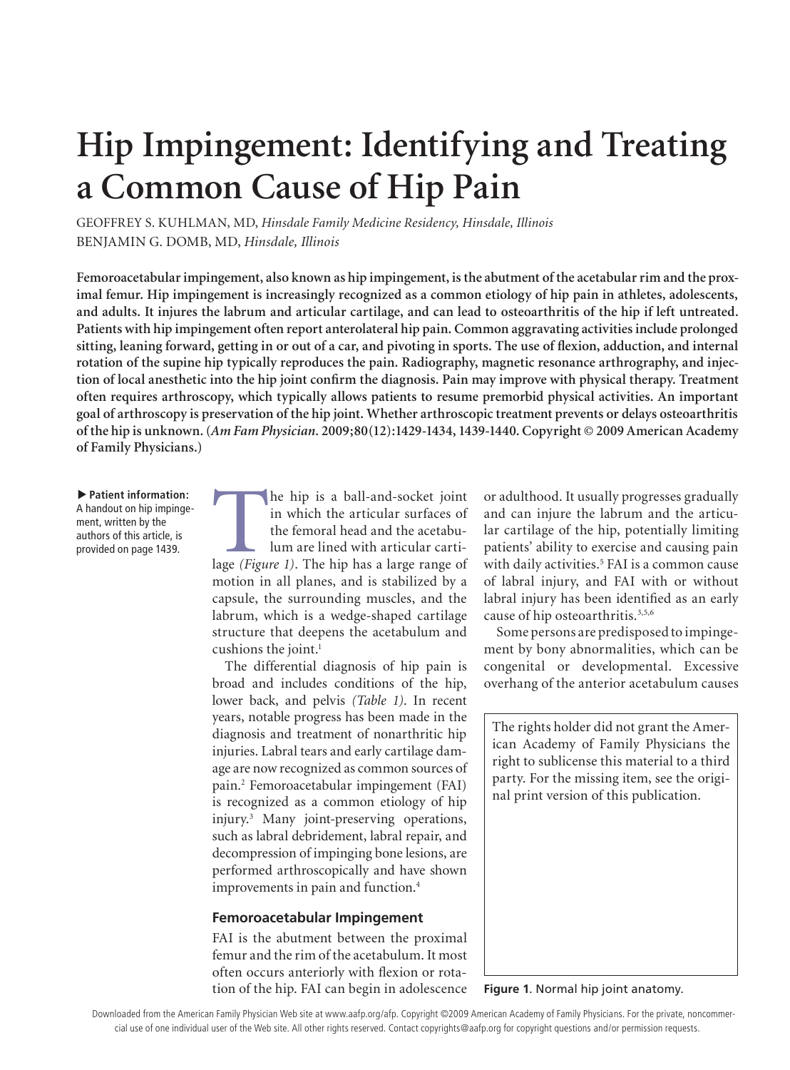# Hip Impingement: Identifying and Treating a Common Cause of Hip Pain

GEOFFREY S. KUHLMAN, MD, *Hinsdale Family Medicine Residency, Hinsdale, Illinois*
BENJAMIN G. DOMB, MD, *Hinsdale, Illinois*

**Femoroacetabular impingement, also known as hip impingement, is the abutment of the acetabular rim and the proximal femur. Hip impingement is increasingly recognized as a common etiology of hip pain in athletes, adolescents, and adults. It injures the labrum and articular cartilage, and can lead to osteoarthritis of the hip if left untreated. Patients with hip impingement often report anterolateral hip pain. Common aggravating activities include prolonged sitting, leaning forward, getting in or out of a car, and pivoting in sports. The use of flexion, adduction, and internal rotation of the supine hip typically reproduces the pain. Radiography, magnetic resonance arthrography, and injection of local anesthetic into the hip joint confirm the diagnosis. Pain may improve with physical therapy. Treatment often requires arthroscopy, which typically allows patients to resume premorbid physical activities. An important goal of arthroscopy is preservation of the hip joint. Whether arthroscopic treatment prevents or delays osteoarthritis of the hip is unknown. (*Am Fam Physician.* 2009;80(12):1429-1434, 1439-1440. Copyright © 2009 American Academy of Family Physicians.)**

▶ **Patient information:** A handout on hip impingement, written by the authors of this article, is provided on page 1439.

The hip is a ball-and-socket joint in which the articular surfaces of the femoral head and the acetabulum are lined with articular cartilage *(Figure 1)*. The hip has a large range of motion in all planes, and is stabilized by a capsule, the surrounding muscles, and the labrum, which is a wedge-shaped cartilage structure that deepens the acetabulum and cushions the joint.[1]

The differential diagnosis of hip pain is broad and includes conditions of the hip, lower back, and pelvis *(Table 1)*. In recent years, notable progress has been made in the diagnosis and treatment of nonarthritic hip injuries. Labral tears and early cartilage damage are now recognized as common sources of pain.[2] Femoroacetabular impingement (FAI) is recognized as a common etiology of hip injury.[3] Many joint-preserving operations, such as labral debridement, labral repair, and decompression of impinging bone lesions, are performed arthroscopically and have shown improvements in pain and function.[4]

## Femoroacetabular Impingement

FAI is the abutment between the proximal femur and the rim of the acetabulum. It most often occurs anteriorly with flexion or rotation of the hip. FAI can begin in adolescence or adulthood. It usually progresses gradually and can injure the labrum and the articular cartilage of the hip, potentially limiting patients' ability to exercise and causing pain with daily activities.[5] FAI is a common cause of labral injury, and FAI with or without labral injury has been identified as an early cause of hip osteoarthritis.[3,5,6]

Some persons are predisposed to impingement by bony abnormalities, which can be congenital or developmental. Excessive overhang of the anterior acetabulum causes

The rights holder did not grant the American Academy of Family Physicians the right to sublicense this material to a third party. For the missing item, see the original print version of this publication.

**Figure 1**. Normal hip joint anatomy.

Downloaded from the American Family Physician Web site at www.aafp.org/afp. Copyright ©2009 American Academy of Family Physicians. For the private, noncommercial use of one individual user of the Web site. All other rights reserved. Contact copyrights@aafp.org for copyright questions and/or permission requests.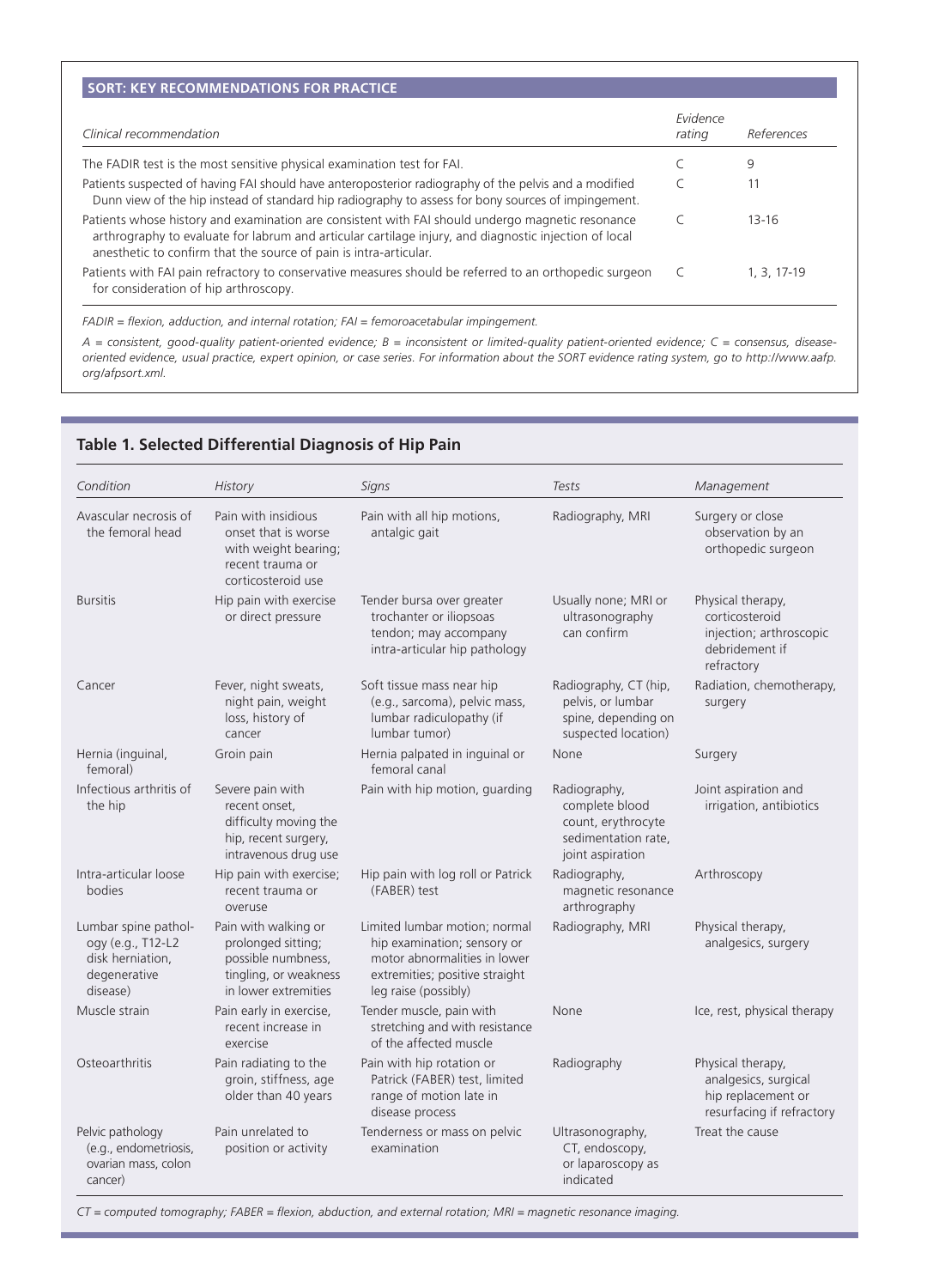## SORT: KEY RECOMMENDATIONS FOR PRACTICE

| Clinical recommendation | Evidence rating | References |
|---|---|---|
| The FADIR test is the most sensitive physical examination test for FAI. | C | 9 |
| Patients suspected of having FAI should have anteroposterior radiography of the pelvis and a modified Dunn view of the hip instead of standard hip radiography to assess for bony sources of impingement. | C | 11 |
| Patients whose history and examination are consistent with FAI should undergo magnetic resonance arthrography to evaluate for labrum and articular cartilage injury, and diagnostic injection of local anesthetic to confirm that the source of pain is intra-articular. | C | 13-16 |
| Patients with FAI pain refractory to conservative measures should be referred to an orthopedic surgeon for consideration of hip arthroscopy. | C | 1, 3, 17-19 |

*FADIR = flexion, adduction, and internal rotation; FAI = femoroacetabular impingement.*

*A = consistent, good-quality patient-oriented evidence; B = inconsistent or limited-quality patient-oriented evidence; C = consensus, disease-oriented evidence, usual practice, expert opinion, or case series. For information about the SORT evidence rating system, go to http://www.aafp.org/afpsort.xml.*

### Table 1. Selected Differential Diagnosis of Hip Pain

| Condition | History | Signs | Tests | Management |
|---|---|---|---|---|
| Avascular necrosis of the femoral head | Pain with insidious onset that is worse with weight bearing; recent trauma or corticosteroid use | Pain with all hip motions, antalgic gait | Radiography, MRI | Surgery or close observation by an orthopedic surgeon |
| Bursitis | Hip pain with exercise or direct pressure | Tender bursa over greater trochanter or iliopsoas tendon; may accompany intra-articular hip pathology | Usually none; MRI or ultrasonography can confirm | Physical therapy, corticosteroid injection; arthroscopic debridement if refractory |
| Cancer | Fever, night sweats, night pain, weight loss, history of cancer | Soft tissue mass near hip (e.g., sarcoma), pelvic mass, lumbar radiculopathy (if lumbar tumor) | Radiography, CT (hip, pelvis, or lumbar spine, depending on suspected location) | Radiation, chemotherapy, surgery |
| Hernia (inguinal, femoral) | Groin pain | Hernia palpated in inguinal or femoral canal | None | Surgery |
| Infectious arthritis of the hip | Severe pain with recent onset, difficulty moving the hip, recent surgery, intravenous drug use | Pain with hip motion, guarding | Radiography, complete blood count, erythrocyte sedimentation rate, joint aspiration | Joint aspiration and irrigation, antibiotics |
| Intra-articular loose bodies | Hip pain with exercise; recent trauma or overuse | Hip pain with log roll or Patrick (FABER) test | Radiography, magnetic resonance arthrography | Arthroscopy |
| Lumbar spine pathology (e.g., T12-L2 disk herniation, degenerative disease) | Pain with walking or prolonged sitting; possible numbness, tingling, or weakness in lower extremities | Limited lumbar motion; normal hip examination; sensory or motor abnormalities in lower extremities; positive straight leg raise (possibly) | Radiography, MRI | Physical therapy, analgesics, surgery |
| Muscle strain | Pain early in exercise, recent increase in exercise | Tender muscle, pain with stretching and with resistance of the affected muscle | None | Ice, rest, physical therapy |
| Osteoarthritis | Pain radiating to the groin, stiffness, age older than 40 years | Pain with hip rotation or Patrick (FABER) test, limited range of motion late in disease process | Radiography | Physical therapy, analgesics, surgical hip replacement or resurfacing if refractory |
| Pelvic pathology (e.g., endometriosis, ovarian mass, colon cancer) | Pain unrelated to position or activity | Tenderness or mass on pelvic examination | Ultrasonography, CT, endoscopy, or laparoscopy as indicated | Treat the cause |

*CT = computed tomography; FABER = flexion, abduction, and external rotation; MRI = magnetic resonance imaging.*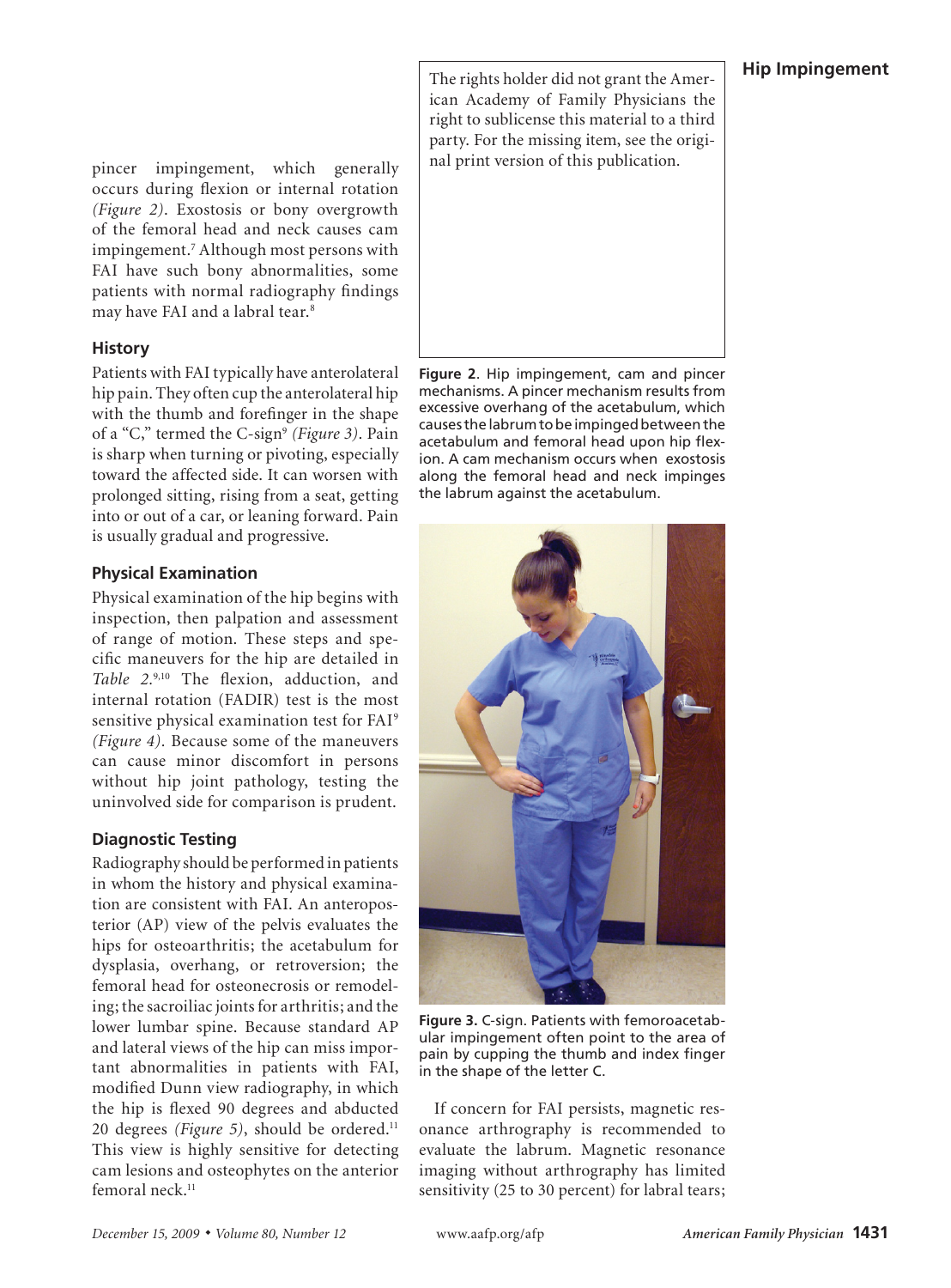pincer impingement, which generally occurs during flexion or internal rotation *(Figure 2)*. Exostosis or bony overgrowth of the femoral head and neck causes cam impingement.[7] Although most persons with FAI have such bony abnormalities, some patients with normal radiography findings may have FAI and a labral tear.[8]

### History

Patients with FAI typically have anterolateral hip pain. They often cup the anterolateral hip with the thumb and forefinger in the shape of a "C," termed the C-sign[9] *(Figure 3)*. Pain is sharp when turning or pivoting, especially toward the affected side. It can worsen with prolonged sitting, rising from a seat, getting into or out of a car, or leaning forward. Pain is usually gradual and progressive.

### Physical Examination

Physical examination of the hip begins with inspection, then palpation and assessment of range of motion. These steps and specific maneuvers for the hip are detailed in *Table 2*.[9,10] The flexion, adduction, and internal rotation (FADIR) test is the most sensitive physical examination test for FAI[9] *(Figure 4)*. Because some of the maneuvers can cause minor discomfort in persons without hip joint pathology, testing the uninvolved side for comparison is prudent.

### Diagnostic Testing

Radiography should be performed in patients in whom the history and physical examination are consistent with FAI. An anteroposterior (AP) view of the pelvis evaluates the hips for osteoarthritis; the acetabulum for dysplasia, overhang, or retroversion; the femoral head for osteonecrosis or remodeling; the sacroiliac joints for arthritis; and the lower lumbar spine. Because standard AP and lateral views of the hip can miss important abnormalities in patients with FAI, modified Dunn view radiography, in which the hip is flexed 90 degrees and abducted 20 degrees *(Figure 5)*, should be ordered.[11] This view is highly sensitive for detecting cam lesions and osteophytes on the anterior femoral neck.[11]

The rights holder did not grant the American Academy of Family Physicians the right to sublicense this material to a third party. For the missing item, see the original print version of this publication.

**Figure 2**. Hip impingement, cam and pincer mechanisms. A pincer mechanism results from excessive overhang of the acetabulum, which causes the labrum to be impinged between the acetabulum and femoral head upon hip flexion. A cam mechanism occurs when exostosis along the femoral head and neck impinges the labrum against the acetabulum.

**Figure 3.** C-sign. Patients with femoroacetabular impingement often point to the area of pain by cupping the thumb and index finger in the shape of the letter C.

If concern for FAI persists, magnetic resonance arthrography is recommended to evaluate the labrum. Magnetic resonance imaging without arthrography has limited sensitivity (25 to 30 percent) for labral tears;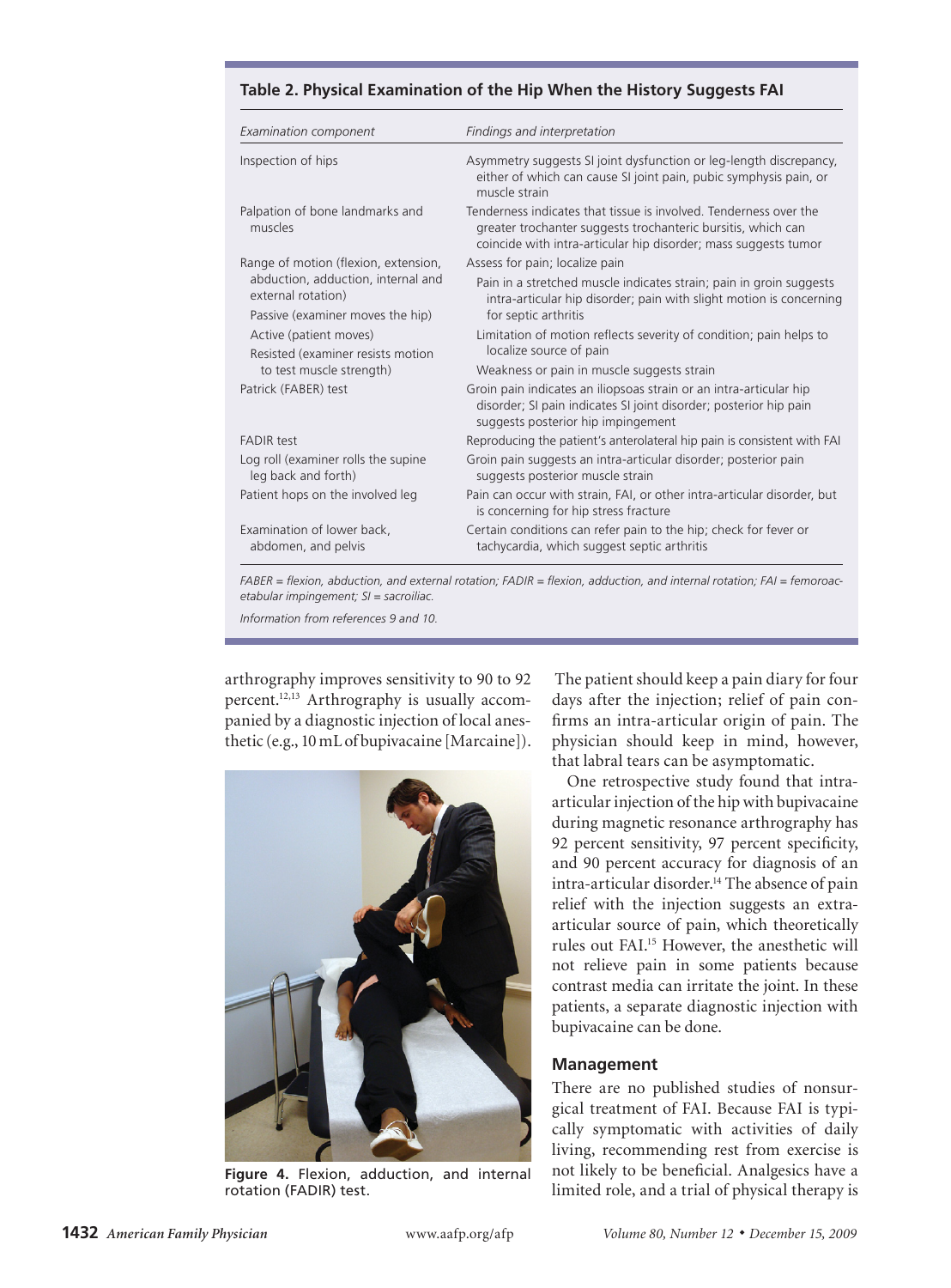**Table 2. Physical Examination of the Hip When the History Suggests FAI**

| Examination component | Findings and interpretation |
|---|---|
| Inspection of hips | Asymmetry suggests SI joint dysfunction or leg-length discrepancy, either of which can cause SI joint pain, pubic symphysis pain, or muscle strain |
| Palpation of bone landmarks and muscles | Tenderness indicates that tissue is involved. Tenderness over the greater trochanter suggests trochanteric bursitis, which can coincide with intra-articular hip disorder; mass suggests tumor |
| Range of motion (flexion, extension, abduction, adduction, internal and external rotation) | Assess for pain; localize pain |
| Passive (examiner moves the hip) | Pain in a stretched muscle indicates strain; pain in groin suggests intra-articular hip disorder; pain with slight motion is concerning for septic arthritis |
| Active (patient moves) | Limitation of motion reflects severity of condition; pain helps to localize source of pain |
| Resisted (examiner resists motion to test muscle strength) | Weakness or pain in muscle suggests strain |
| Patrick (FABER) test | Groin pain indicates an iliopsoas strain or an intra-articular hip disorder; SI pain indicates SI joint disorder; posterior hip pain suggests posterior hip impingement |
| FADIR test | Reproducing the patient's anterolateral hip pain is consistent with FAI |
| Log roll (examiner rolls the supine leg back and forth) | Groin pain suggests an intra-articular disorder; posterior pain suggests posterior muscle strain |
| Patient hops on the involved leg | Pain can occur with strain, FAI, or other intra-articular disorder, but is concerning for hip stress fracture |
| Examination of lower back, abdomen, and pelvis | Certain conditions can refer pain to the hip; check for fever or tachycardia, which suggest septic arthritis |

*FABER = flexion, abduction, and external rotation; FADIR = flexion, adduction, and internal rotation; FAI = femoroacetabular impingement; SI = sacroiliac.*

*Information from references 9 and 10.*

arthrography improves sensitivity to 90 to 92 percent.[12,13] Arthrography is usually accompanied by a diagnostic injection of local anesthetic (e.g., 10 mL of bupivacaine [Marcaine]).

**Figure 4.** Flexion, adduction, and internal rotation (FADIR) test.

The patient should keep a pain diary for four days after the injection; relief of pain confirms an intra-articular origin of pain. The physician should keep in mind, however, that labral tears can be asymptomatic.

One retrospective study found that intra-articular injection of the hip with bupivacaine during magnetic resonance arthrography has 92 percent sensitivity, 97 percent specificity, and 90 percent accuracy for diagnosis of an intra-articular disorder.[14] The absence of pain relief with the injection suggests an extra-articular source of pain, which theoretically rules out FAI.[15] However, the anesthetic will not relieve pain in some patients because contrast media can irritate the joint. In these patients, a separate diagnostic injection with bupivacaine can be done.

## Management

There are no published studies of nonsurgical treatment of FAI. Because FAI is typically symptomatic with activities of daily living, recommending rest from exercise is not likely to be beneficial. Analgesics have a limited role, and a trial of physical therapy is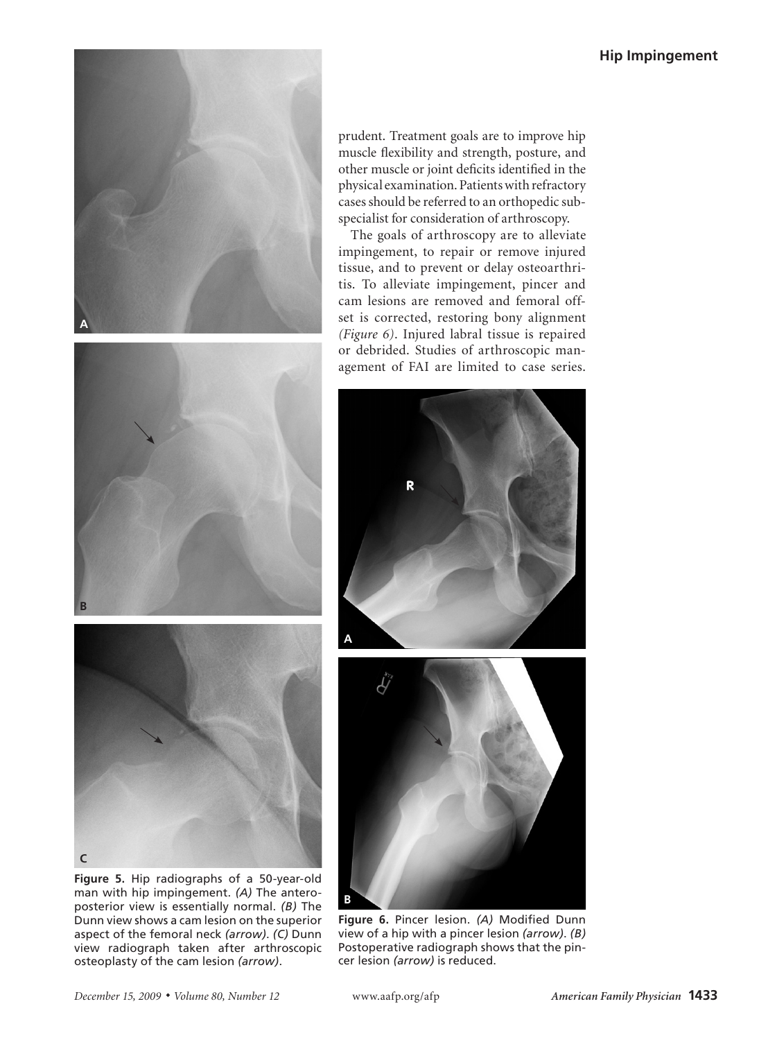Figure 5. Hip radiographs of a 50-year-old man with hip impingement. *(A)* The anteroposterior view is essentially normal. *(B)* The Dunn view shows a cam lesion on the superior aspect of the femoral neck *(arrow)*. *(C)* Dunn view radiograph taken after arthroscopic osteoplasty of the cam lesion *(arrow)*.

prudent. Treatment goals are to improve hip muscle flexibility and strength, posture, and other muscle or joint deficits identified in the physical examination. Patients with refractory cases should be referred to an orthopedic subspecialist for consideration of arthroscopy.

The goals of arthroscopy are to alleviate impingement, to repair or remove injured tissue, and to prevent or delay osteoarthritis. To alleviate impingement, pincer and cam lesions are removed and femoral offset is corrected, restoring bony alignment *(Figure 6)*. Injured labral tissue is repaired or debrided. Studies of arthroscopic management of FAI are limited to case series.

Figure 6. Pincer lesion. *(A)* Modified Dunn view of a hip with a pincer lesion *(arrow)*. *(B)* Postoperative radiograph shows that the pincer lesion *(arrow)* is reduced.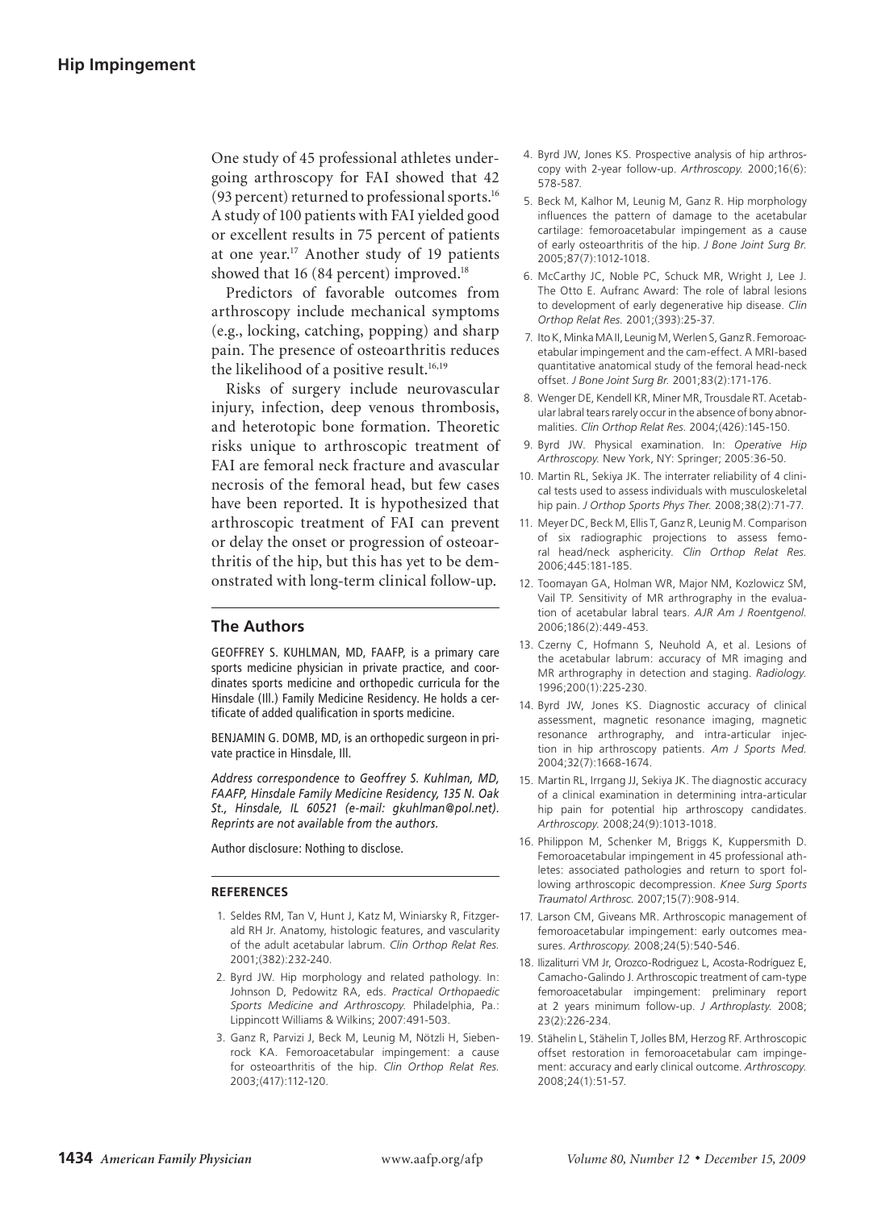One study of 45 professional athletes undergoing arthroscopy for FAI showed that 42 (93 percent) returned to professional sports.[16] A study of 100 patients with FAI yielded good or excellent results in 75 percent of patients at one year.[17] Another study of 19 patients showed that 16 (84 percent) improved.[18]

Predictors of favorable outcomes from arthroscopy include mechanical symptoms (e.g., locking, catching, popping) and sharp pain. The presence of osteoarthritis reduces the likelihood of a positive result.[16,19]

Risks of surgery include neurovascular injury, infection, deep venous thrombosis, and heterotopic bone formation. Theoretic risks unique to arthroscopic treatment of FAI are femoral neck fracture and avascular necrosis of the femoral head, but few cases have been reported. It is hypothesized that arthroscopic treatment of FAI can prevent or delay the onset or progression of osteoarthritis of the hip, but this has yet to be demonstrated with long-term clinical follow-up.

## The Authors

GEOFFREY S. KUHLMAN, MD, FAAFP, is a primary care sports medicine physician in private practice, and coordinates sports medicine and orthopedic curricula for the Hinsdale (Ill.) Family Medicine Residency. He holds a certificate of added qualification in sports medicine.

BENJAMIN G. DOMB, MD, is an orthopedic surgeon in private practice in Hinsdale, Ill.

*Address correspondence to Geoffrey S. Kuhlman, MD, FAAFP, Hinsdale Family Medicine Residency, 135 N. Oak St., Hinsdale, IL 60521 (e-mail: gkuhlman@pol.net). Reprints are not available from the authors.*

Author disclosure: Nothing to disclose.

### REFERENCES

1. Seldes RM, Tan V, Hunt J, Katz M, Winiarsky R, Fitzgerald RH Jr. Anatomy, histologic features, and vascularity of the adult acetabular labrum. *Clin Orthop Relat Res.* 2001;(382):232-240.
2. Byrd JW. Hip morphology and related pathology. In: Johnson D, Pedowitz RA, eds. *Practical Orthopaedic Sports Medicine and Arthroscopy.* Philadelphia, Pa.: Lippincott Williams & Wilkins; 2007:491-503.
3. Ganz R, Parvizi J, Beck M, Leunig M, Nötzli H, Siebenrock KA. Femoroacetabular impingement: a cause for osteoarthritis of the hip. *Clin Orthop Relat Res.* 2003;(417):112-120.
4. Byrd JW, Jones KS. Prospective analysis of hip arthroscopy with 2-year follow-up. *Arthroscopy.* 2000;16(6): 578-587.
5. Beck M, Kalhor M, Leunig M, Ganz R. Hip morphology influences the pattern of damage to the acetabular cartilage: femoroacetabular impingement as a cause of early osteoarthritis of the hip. *J Bone Joint Surg Br.* 2005;87(7):1012-1018.
6. McCarthy JC, Noble PC, Schuck MR, Wright J, Lee J. The Otto E. Aufranc Award: The role of labral lesions to development of early degenerative hip disease. *Clin Orthop Relat Res.* 2001;(393):25-37.
7. Ito K, Minka MA II, Leunig M, Werlen S, Ganz R. Femoroacetabular impingement and the cam-effect. A MRI-based quantitative anatomical study of the femoral head-neck offset. *J Bone Joint Surg Br.* 2001;83(2):171-176.
8. Wenger DE, Kendell KR, Miner MR, Trousdale RT. Acetabular labral tears rarely occur in the absence of bony abnormalities. *Clin Orthop Relat Res.* 2004;(426):145-150.
9. Byrd JW. Physical examination. In: *Operative Hip Arthroscopy.* New York, NY: Springer; 2005:36-50.
10. Martin RL, Sekiya JK. The interrater reliability of 4 clinical tests used to assess individuals with musculoskeletal hip pain. *J Orthop Sports Phys Ther.* 2008;38(2):71-77.
11. Meyer DC, Beck M, Ellis T, Ganz R, Leunig M. Comparison of six radiographic projections to assess femoral head/neck asphericity. *Clin Orthop Relat Res.* 2006;445:181-185.
12. Toomayan GA, Holman WR, Major NM, Kozlowicz SM, Vail TP. Sensitivity of MR arthrography in the evaluation of acetabular labral tears. *AJR Am J Roentgenol.* 2006;186(2):449-453.
13. Czerny C, Hofmann S, Neuhold A, et al. Lesions of the acetabular labrum: accuracy of MR imaging and MR arthrography in detection and staging. *Radiology.* 1996;200(1):225-230.
14. Byrd JW, Jones KS. Diagnostic accuracy of clinical assessment, magnetic resonance imaging, magnetic resonance arthrography, and intra-articular injection in hip arthroscopy patients. *Am J Sports Med.* 2004;32(7):1668-1674.
15. Martin RL, Irrgang JJ, Sekiya JK. The diagnostic accuracy of a clinical examination in determining intra-articular hip pain for potential hip arthroscopy candidates. *Arthroscopy.* 2008;24(9):1013-1018.
16. Philippon M, Schenker M, Briggs K, Kuppersmith D. Femoroacetabular impingement in 45 professional athletes: associated pathologies and return to sport following arthroscopic decompression. *Knee Surg Sports Traumatol Arthrosc.* 2007;15(7):908-914.
17. Larson CM, Giveans MR. Arthroscopic management of femoroacetabular impingement: early outcomes measures. *Arthroscopy.* 2008;24(5):540-546.
18. Ilizaliturri VM Jr, Orozco-Rodriguez L, Acosta-Rodríguez E, Camacho-Galindo J. Arthroscopic treatment of cam-type femoroacetabular impingement: preliminary report at 2 years minimum follow-up. *J Arthroplasty.* 2008; 23(2):226-234.
19. Stähelin L, Stähelin T, Jolles BM, Herzog RF. Arthroscopic offset restoration in femoroacetabular cam impingement: accuracy and early clinical outcome. *Arthroscopy.* 2008;24(1):51-57.